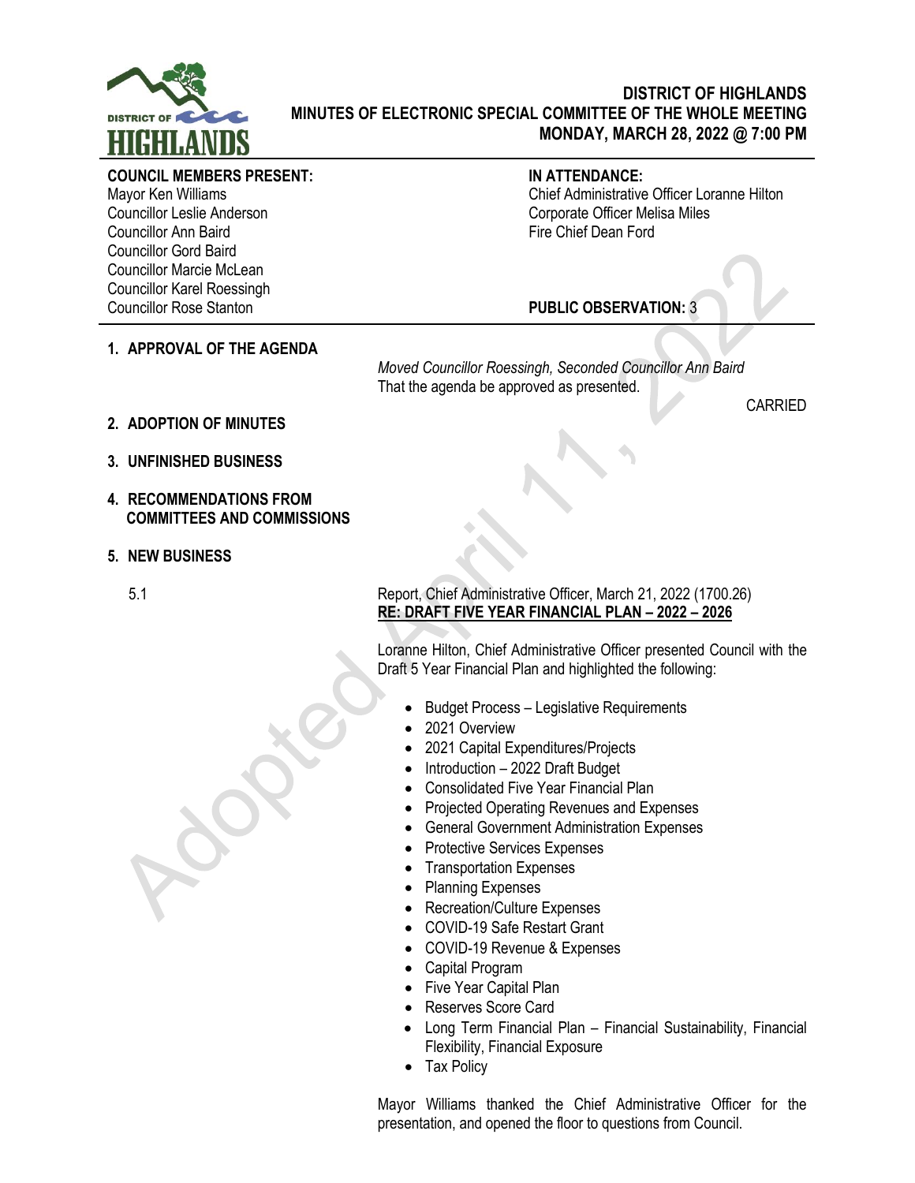# DISTRICT OF HIGHLANDS
## MINUTES OF ELECTRONIC SPECIAL COMMITTEE OF THE WHOLE MEETING
## MONDAY, MARCH 28, 2022 @ 7:00 PM

**COUNCIL MEMBERS PRESENT:**
Mayor Ken Williams
Councillor Leslie Anderson
Councillor Ann Baird
Councillor Gord Baird
Councillor Marcie McLean
Councillor Karel Roessingh
Councillor Rose Stanton

**IN ATTENDANCE:**
Chief Administrative Officer Loranne Hilton
Corporate Officer Melisa Miles
Fire Chief Dean Ford

**PUBLIC OBSERVATION:** 3

### 1. APPROVAL OF THE AGENDA

*Moved Councillor Roessingh, Seconded Councillor Ann Baird*
That the agenda be approved as presented.

CARRIED

### 2. ADOPTION OF MINUTES

### 3. UNFINISHED BUSINESS

### 4. RECOMMENDATIONS FROM COMMITTEES AND COMMISSIONS

### 5. NEW BUSINESS

5.1 Report, Chief Administrative Officer, March 21, 2022 (1700.26)
**RE: DRAFT FIVE YEAR FINANCIAL PLAN – 2022 – 2026**

Loranne Hilton, Chief Administrative Officer presented Council with the Draft 5 Year Financial Plan and highlighted the following:

- Budget Process – Legislative Requirements
- 2021 Overview
- 2021 Capital Expenditures/Projects
- Introduction – 2022 Draft Budget
- Consolidated Five Year Financial Plan
- Projected Operating Revenues and Expenses
- General Government Administration Expenses
- Protective Services Expenses
- Transportation Expenses
- Planning Expenses
- Recreation/Culture Expenses
- COVID-19 Safe Restart Grant
- COVID-19 Revenue & Expenses
- Capital Program
- Five Year Capital Plan
- Reserves Score Card
- Long Term Financial Plan – Financial Sustainability, Financial Flexibility, Financial Exposure
- Tax Policy

Mayor Williams thanked the Chief Administrative Officer for the presentation, and opened the floor to questions from Council.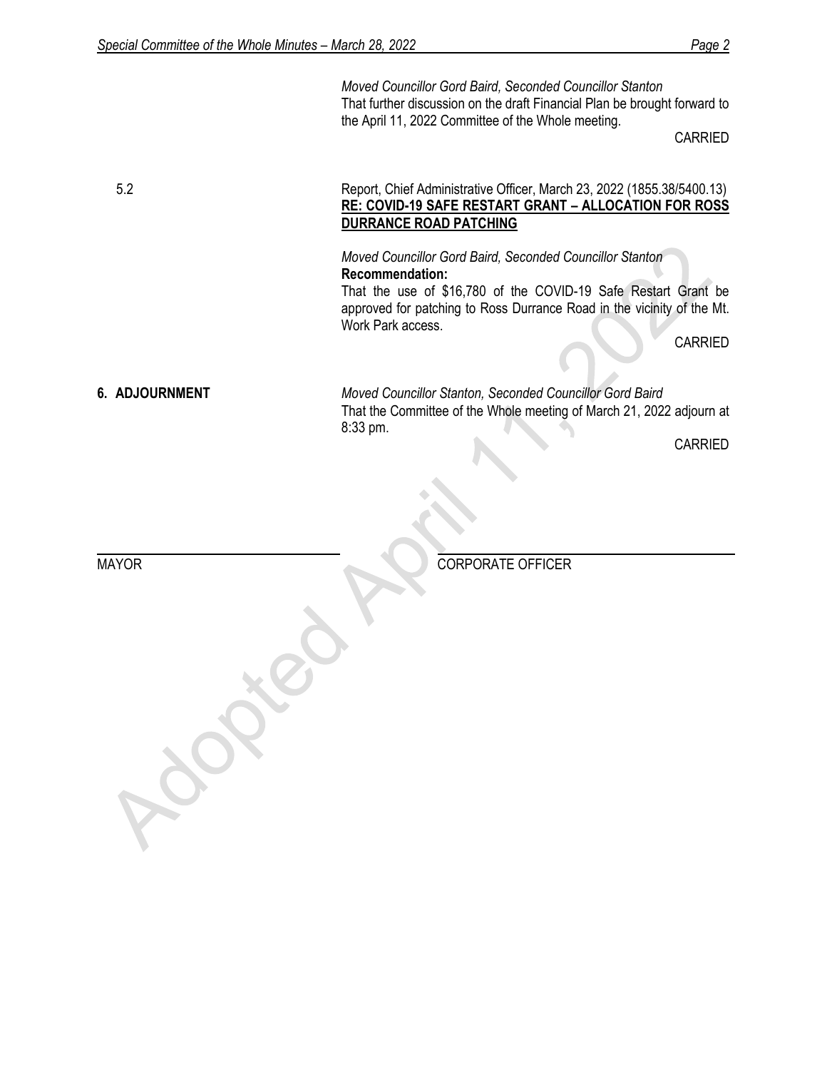*Moved Councillor Gord Baird, Seconded Councillor Stanton*
That further discussion on the draft Financial Plan be brought forward to the April 11, 2022 Committee of the Whole meeting.

CARRIED

5.2 Report, Chief Administrative Officer, March 23, 2022 (1855.38/5400.13)
**RE: COVID-19 SAFE RESTART GRANT – ALLOCATION FOR ROSS DURRANCE ROAD PATCHING**

*Moved Councillor Gord Baird, Seconded Councillor Stanton*
**Recommendation:**
That the use of $16,780 of the COVID-19 Safe Restart Grant be approved for patching to Ross Durrance Road in the vicinity of the Mt. Work Park access.

CARRIED

**6. ADJOURNMENT**

*Moved Councillor Stanton, Seconded Councillor Gord Baird*
That the Committee of the Whole meeting of March 21, 2022 adjourn at 8:33 pm.

CARRIED

MAYOR

CORPORATE OFFICER

Adopted April 11, 2022